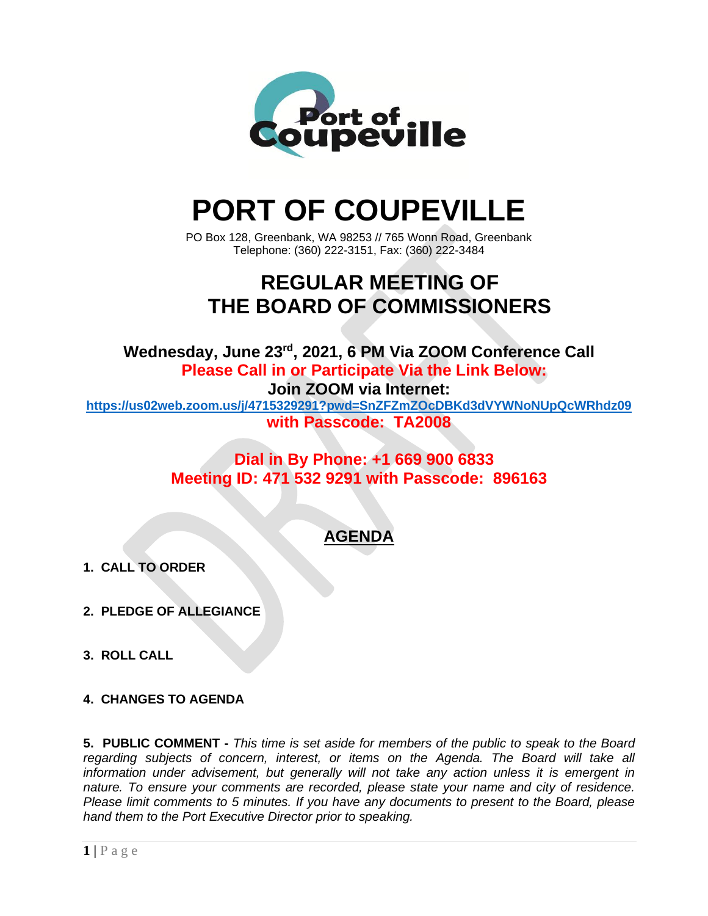# PORT OF COUPEVILLE

PO Box 128, Greenbank, WA 98253 // 765 Wonn Road, Greenbank
Telephone: (360) 222-3151, Fax: (360) 222-3484

## REGULAR MEETING OF THE BOARD OF COMMISSIONERS

**Wednesday, June 23rd, 2021, 6 PM Via ZOOM Conference Call**

**Please Call in or Participate Via the Link Below:**

**Join ZOOM via Internet:**

**https://us02web.zoom.us/j/4715329291?pwd=SnZFZmZOcDBKd3dVYWNoNUpQcWRhdz09**

**with Passcode: TA2008**

**Dial in By Phone: +1 669 900 6833**

**Meeting ID: 471 532 9291 with Passcode: 896163**

## AGENDA

1. **CALL TO ORDER**

2. **PLEDGE OF ALLEGIANCE**

3. **ROLL CALL**

4. **CHANGES TO AGENDA**

5. **PUBLIC COMMENT -** *This time is set aside for members of the public to speak to the Board regarding subjects of concern, interest, or items on the Agenda. The Board will take all information under advisement, but generally will not take any action unless it is emergent in nature. To ensure your comments are recorded, please state your name and city of residence. Please limit comments to 5 minutes. If you have any documents to present to the Board, please hand them to the Port Executive Director prior to speaking.*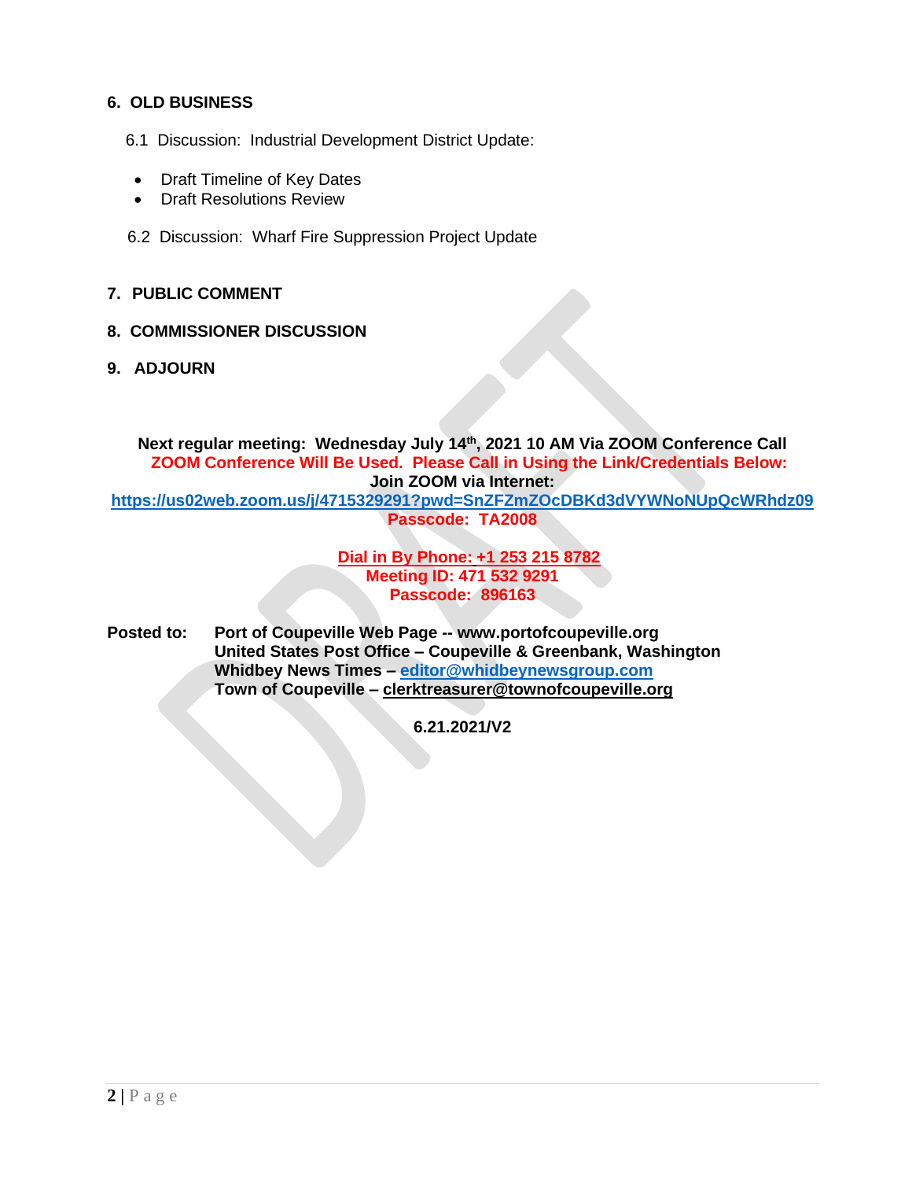**6. OLD BUSINESS**

6.1 Discussion: Industrial Development District Update:

- Draft Timeline of Key Dates
- Draft Resolutions Review

6.2 Discussion: Wharf Fire Suppression Project Update

**7. PUBLIC COMMENT**

**8. COMMISSIONER DISCUSSION**

**9. ADJOURN**

**Next regular meeting: Wednesday July 14th, 2021 10 AM Via ZOOM Conference Call**
**ZOOM Conference Will Be Used. Please Call in Using the Link/Credentials Below:**
**Join ZOOM via Internet:**
**https://us02web.zoom.us/j/4715329291?pwd=SnZFZmZOcDBKd3dVYWNoNUpQcWRhdz09**
**Passcode: TA2008**

**Dial in By Phone: +1 253 215 8782**
**Meeting ID: 471 532 9291**
**Passcode: 896163**

**Posted to:** **Port of Coupeville Web Page -- www.portofcoupeville.org**
**United States Post Office – Coupeville & Greenbank, Washington**
**Whidbey News Times – editor@whidbeynewsgroup.com**
**Town of Coupeville – clerktreasurer@townofcoupeville.org**

**6.21.2021/V2**